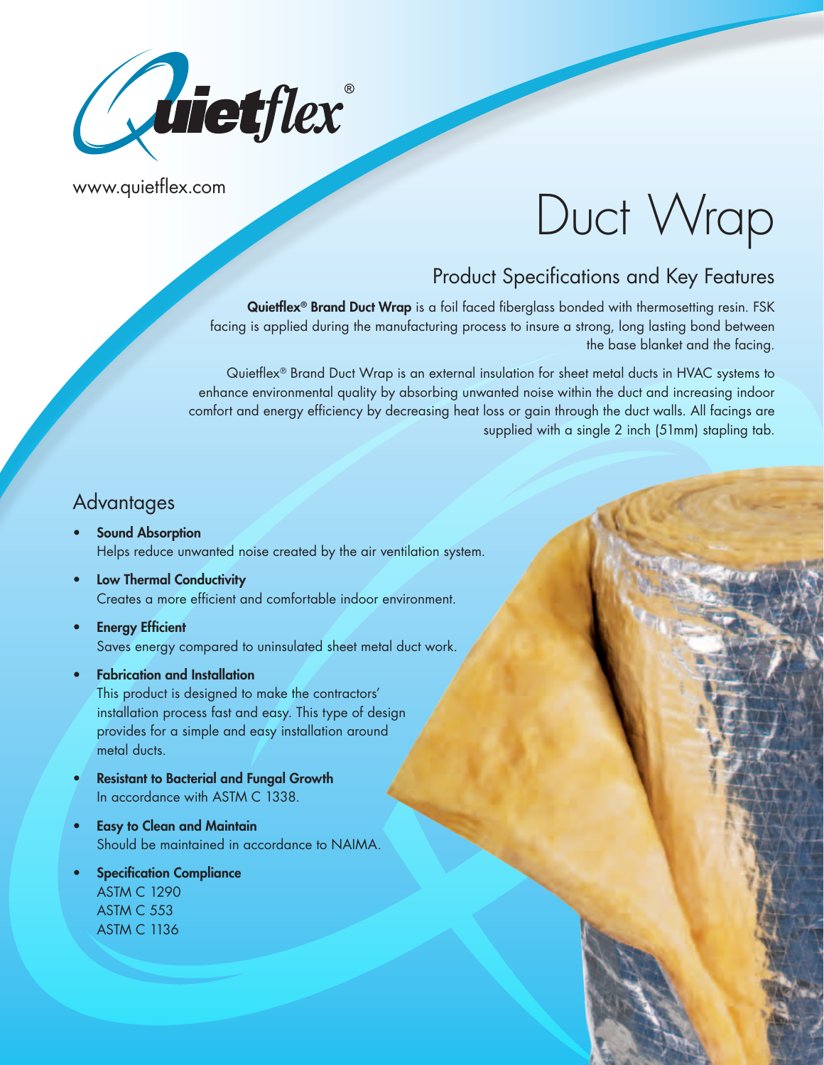Quietflex®

www.quietflex.com

# Duct Wrap

## Product Specifications and Key Features

**Quietflex® Brand Duct Wrap** is a foil faced fiberglass bonded with thermosetting resin. FSK facing is applied during the manufacturing process to insure a strong, long lasting bond between the base blanket and the facing.

Quietflex® Brand Duct Wrap is an external insulation for sheet metal ducts in HVAC systems to enhance environmental quality by absorbing unwanted noise within the duct and increasing indoor comfort and energy efficiency by decreasing heat loss or gain through the duct walls. All facings are supplied with a single 2 inch (51mm) stapling tab.

## Advantages

- **Sound Absorption**
  Helps reduce unwanted noise created by the air ventilation system.
- **Low Thermal Conductivity**
  Creates a more efficient and comfortable indoor environment.
- **Energy Efficient**
  Saves energy compared to uninsulated sheet metal duct work.
- **Fabrication and Installation**
  This product is designed to make the contractors' installation process fast and easy. This type of design provides for a simple and easy installation around metal ducts.
- **Resistant to Bacterial and Fungal Growth**
  In accordance with ASTM C 1338.
- **Easy to Clean and Maintain**
  Should be maintained in accordance to NAIMA.
- **Specification Compliance**
  ASTM C 1290
  ASTM C 553
  ASTM C 1136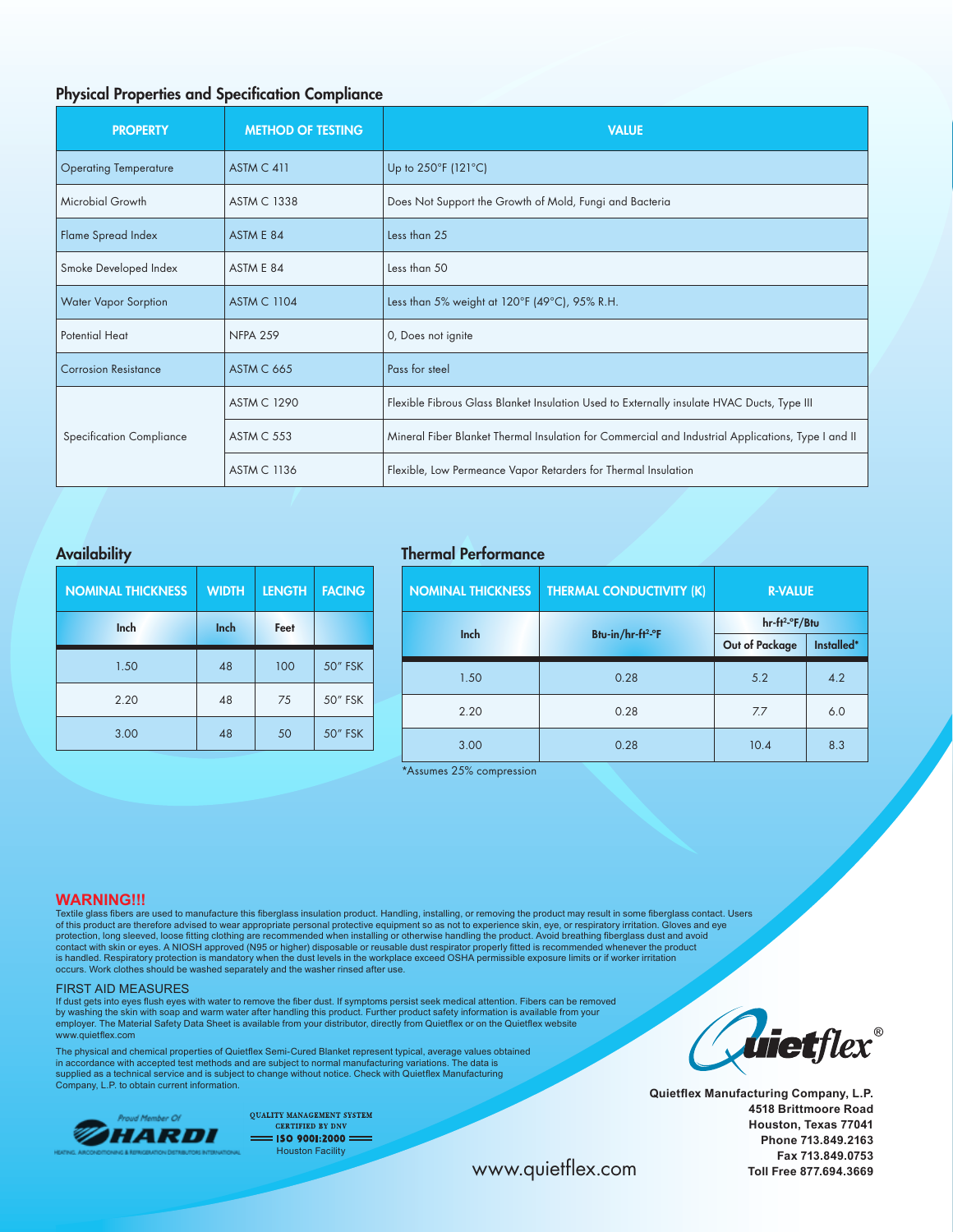## Physical Properties and Specification Compliance

| PROPERTY | METHOD OF TESTING | VALUE |
|---|---|---|
| Operating Temperature | ASTM C 411 | Up to 250°F (121°C) |
| Microbial Growth | ASTM C 1338 | Does Not Support the Growth of Mold, Fungi and Bacteria |
| Flame Spread Index | ASTM E 84 | Less than 25 |
| Smoke Developed Index | ASTM E 84 | Less than 50 |
| Water Vapor Sorption | ASTM C 1104 | Less than 5% weight at 120°F (49°C), 95% R.H. |
| Potential Heat | NFPA 259 | 0, Does not ignite |
| Corrosion Resistance | ASTM C 665 | Pass for steel |
| Specification Compliance | ASTM C 1290 | Flexible Fibrous Glass Blanket Insulation Used to Externally insulate HVAC Ducts, Type III |
| | ASTM C 553 | Mineral Fiber Blanket Thermal Insulation for Commercial and Industrial Applications, Type I and II |
| | ASTM C 1136 | Flexible, Low Permeance Vapor Retarders for Thermal Insulation |

## Availability

| NOMINAL THICKNESS | WIDTH | LENGTH | FACING |
|---|---|---|---|
| Inch | Inch | Feet | |
| 1.50 | 48 | 100 | 50" FSK |
| 2.20 | 48 | 75 | 50" FSK |
| 3.00 | 48 | 50 | 50" FSK |

## Thermal Performance

| NOMINAL THICKNESS | THERMAL CONDUCTIVITY (K) | R-VALUE | |
|---|---|---|---|
| Inch | Btu-in/hr-ft²-°F | hr-ft²-°F/Btu | |
| | | Out of Package | Installed* |
| 1.50 | 0.28 | 5.2 | 4.2 |
| 2.20 | 0.28 | 7.7 | 6.0 |
| 3.00 | 0.28 | 10.4 | 8.3 |

*Assumes 25% compression

**WARNING!!!**

Textile glass fibers are used to manufacture this fiberglass insulation product. Handling, installing, or removing the product may result in some fiberglass contact. Users of this product are therefore advised to wear appropriate personal protective equipment so as not to experience skin, eye, or respiratory irritation. Gloves and eye protection, long sleeved, loose fitting clothing are recommended when installing or otherwise handling the product. Avoid breathing fiberglass dust and avoid contact with skin or eyes. A NIOSH approved (N95 or higher) disposable or reusable dust respirator properly fitted is recommended whenever the product is handled. Respiratory protection is mandatory when the dust levels in the workplace exceed OSHA permissible exposure limits or if worker irritation occurs. Work clothes should be washed separately and the washer rinsed after use.

FIRST AID MEASURES

If dust gets into eyes flush eyes with water to remove the fiber dust. If symptoms persist seek medical attention. Fibers can be removed by washing the skin with soap and warm water after handling this product. Further product safety information is available from your employer. The Material Safety Data Sheet is available from your distributor, directly from Quietflex or on the Quietflex website www.quietflex.com

The physical and chemical properties of Quietflex Semi-Cured Blanket represent typical, average values obtained in accordance with accepted test methods and are subject to normal manufacturing variations. The data is supplied as a technical service and is subject to change without notice. Check with Quietflex Manufacturing Company, L.P. to obtain current information.

Proud Member Of HARDI — Heating, Airconditioning & Refrigeration Distributors International

QUALITY MANAGEMENT SYSTEM CERTIFIED BY DNV — ISO 9001:2000 — Houston Facility

www.quietflex.com

Quietflex®

**Quietflex Manufacturing Company, L.P.**
**4518 Brittmoore Road**
**Houston, Texas 77041**
**Phone 713.849.2163**
**Fax 713.849.0753**
**Toll Free 877.694.3669**